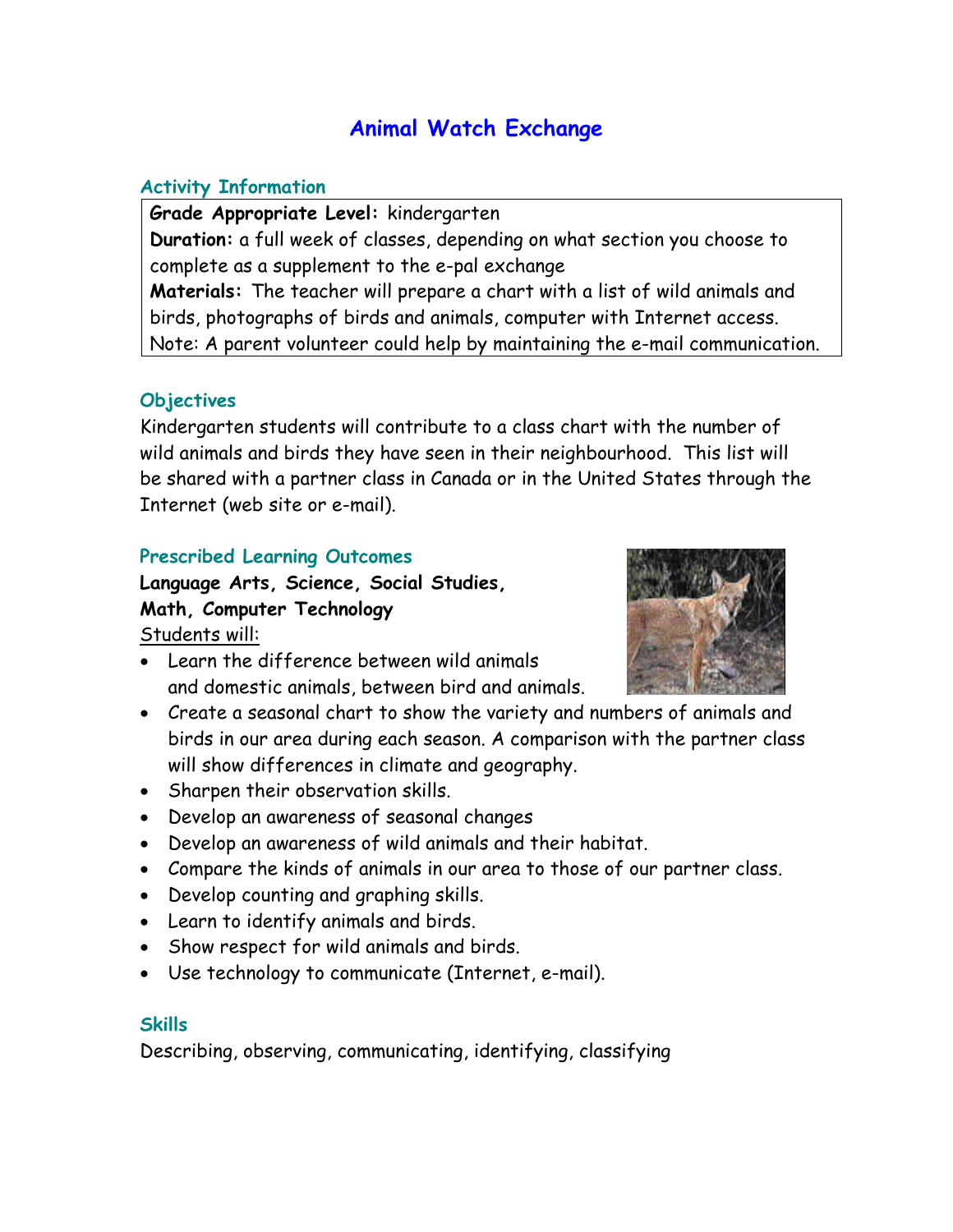# Animal Watch Exchange

## Activity Information

**Grade Appropriate Level:** kindergarten
**Duration:** a full week of classes, depending on what section you choose to complete as a supplement to the e-pal exchange
**Materials:** The teacher will prepare a chart with a list of wild animals and birds, photographs of birds and animals, computer with Internet access.
Note: A parent volunteer could help by maintaining the e-mail communication.

## Objectives

Kindergarten students will contribute to a class chart with the number of wild animals and birds they have seen in their neighbourhood. This list will be shared with a partner class in Canada or in the United States through the Internet (web site or e-mail).

## Prescribed Learning Outcomes

**Language Arts, Science, Social Studies, Math, Computer Technology**

Students will:

- Learn the difference between wild animals and domestic animals, between bird and animals.
- Create a seasonal chart to show the variety and numbers of animals and birds in our area during each season. A comparison with the partner class will show differences in climate and geography.
- Sharpen their observation skills.
- Develop an awareness of seasonal changes
- Develop an awareness of wild animals and their habitat.
- Compare the kinds of animals in our area to those of our partner class.
- Develop counting and graphing skills.
- Learn to identify animals and birds.
- Show respect for wild animals and birds.
- Use technology to communicate (Internet, e-mail).

## Skills

Describing, observing, communicating, identifying, classifying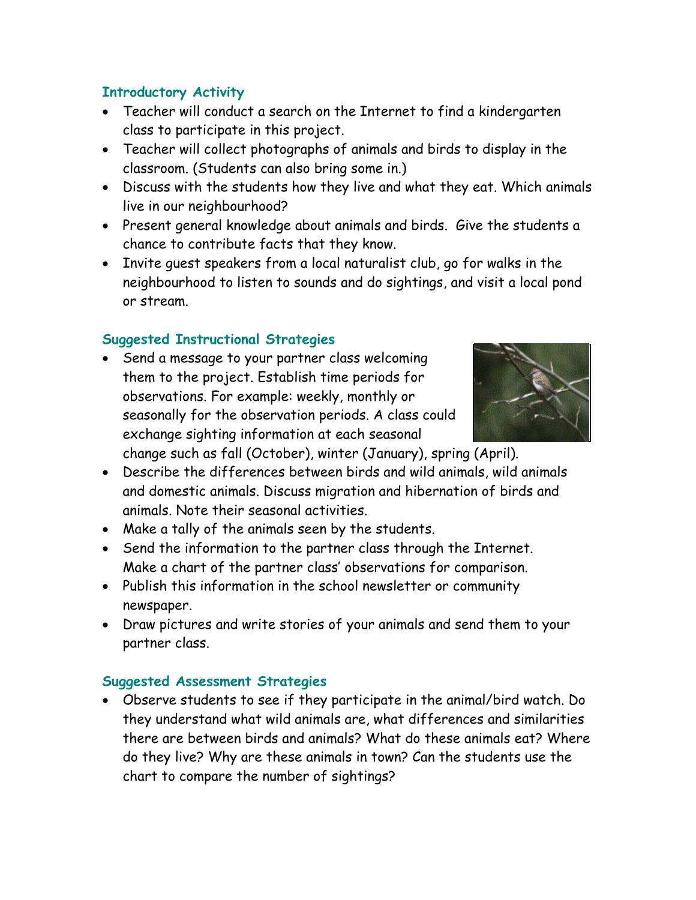### Introductory Activity

- Teacher will conduct a search on the Internet to find a kindergarten class to participate in this project.
- Teacher will collect photographs of animals and birds to display in the classroom. (Students can also bring some in.)
- Discuss with the students how they live and what they eat. Which animals live in our neighbourhood?
- Present general knowledge about animals and birds. Give the students a chance to contribute facts that they know.
- Invite guest speakers from a local naturalist club, go for walks in the neighbourhood to listen to sounds and do sightings, and visit a local pond or stream.

### Suggested Instructional Strategies

- Send a message to your partner class welcoming them to the project. Establish time periods for observations. For example: weekly, monthly or seasonally for the observation periods. A class could exchange sighting information at each seasonal change such as fall (October), winter (January), spring (April).
- Describe the differences between birds and wild animals, wild animals and domestic animals. Discuss migration and hibernation of birds and animals. Note their seasonal activities.
- Make a tally of the animals seen by the students.
- Send the information to the partner class through the Internet. Make a chart of the partner class' observations for comparison.
- Publish this information in the school newsletter or community newspaper.
- Draw pictures and write stories of your animals and send them to your partner class.

### Suggested Assessment Strategies

- Observe students to see if they participate in the animal/bird watch. Do they understand what wild animals are, what differences and similarities there are between birds and animals? What do these animals eat? Where do they live? Why are these animals in town? Can the students use the chart to compare the number of sightings?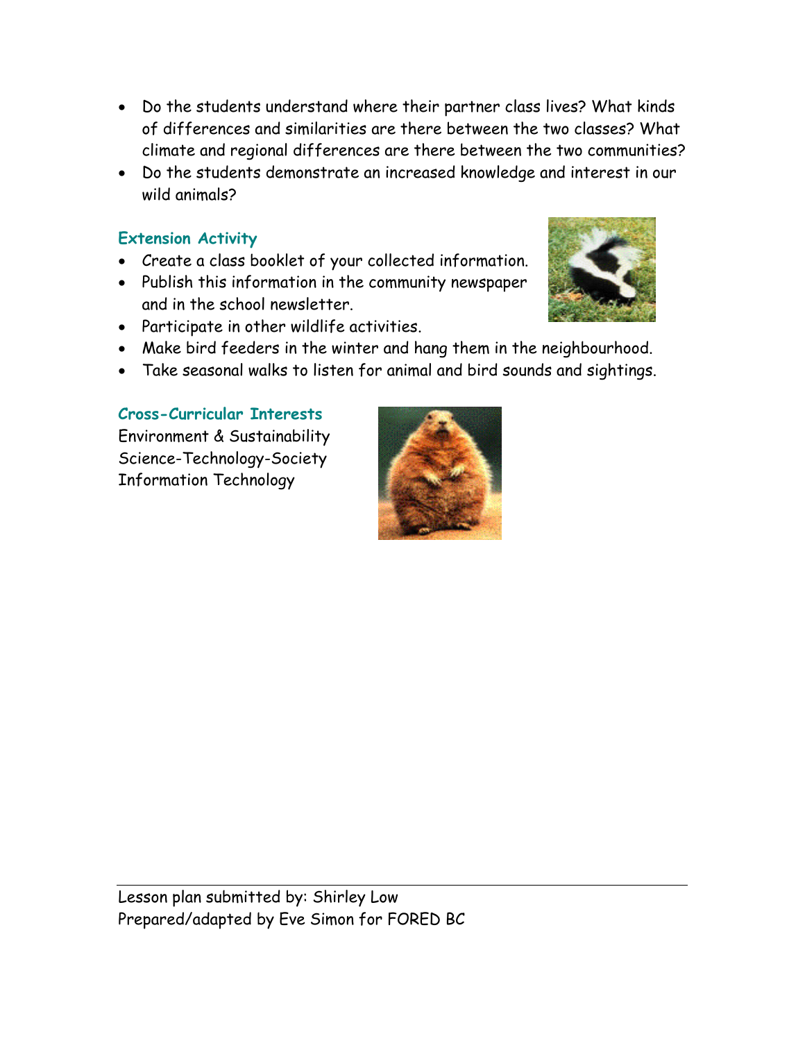- Do the students understand where their partner class lives? What kinds of differences and similarities are there between the two classes? What climate and regional differences are there between the two communities?
- Do the students demonstrate an increased knowledge and interest in our wild animals?

### Extension Activity

- Create a class booklet of your collected information.
- Publish this information in the community newspaper and in the school newsletter.
- Participate in other wildlife activities.
- Make bird feeders in the winter and hang them in the neighbourhood.
- Take seasonal walks to listen for animal and bird sounds and sightings.

### Cross-Curricular Interests

Environment & Sustainability
Science-Technology-Society
Information Technology

---

Lesson plan submitted by: Shirley Low
Prepared/adapted by Eve Simon for FORED BC